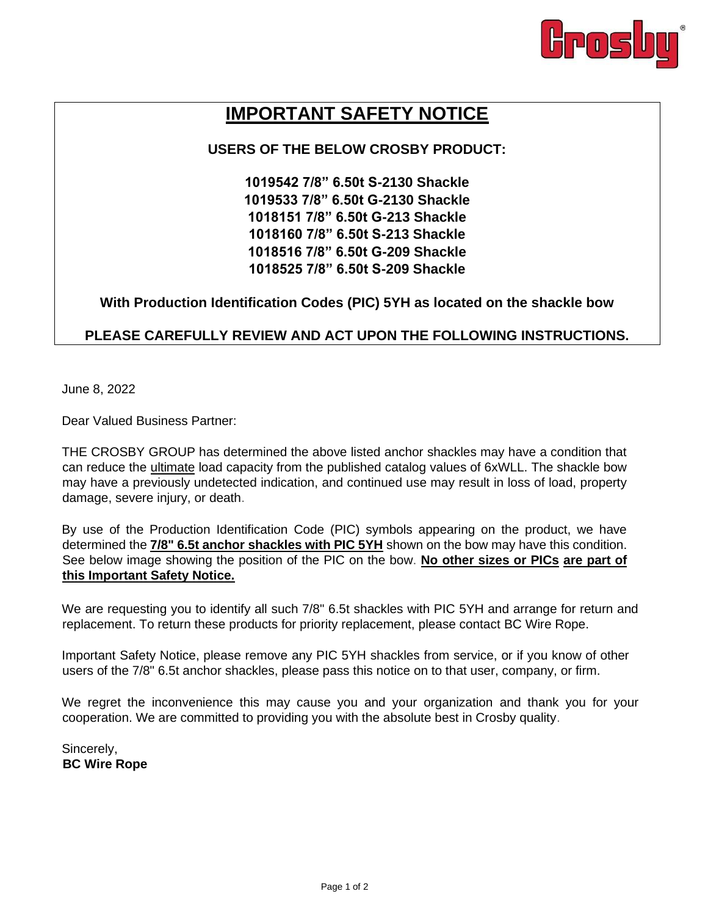Crosby®

# IMPORTANT SAFETY NOTICE

**USERS OF THE BELOW CROSBY PRODUCT:**

**1019542 7/8” 6.50t S-2130 Shackle**
**1019533 7/8” 6.50t G-2130 Shackle**
**1018151 7/8” 6.50t G-213 Shackle**
**1018160 7/8” 6.50t S-213 Shackle**
**1018516 7/8” 6.50t G-209 Shackle**
**1018525 7/8” 6.50t S-209 Shackle**

**With Production Identification Codes (PIC) 5YH as located on the shackle bow**

**PLEASE CAREFULLY REVIEW AND ACT UPON THE FOLLOWING INSTRUCTIONS.**

June 8, 2022

Dear Valued Business Partner:

THE CROSBY GROUP has determined the above listed anchor shackles may have a condition that can reduce the ultimate load capacity from the published catalog values of 6xWLL. The shackle bow may have a previously undetected indication, and continued use may result in loss of load, property damage, severe injury, or death.

By use of the Production Identification Code (PIC) symbols appearing on the product, we have determined the **7/8" 6.5t anchor shackles with PIC 5YH** shown on the bow may have this condition. See below image showing the position of the PIC on the bow. **No other sizes or PICs are part of this Important Safety Notice.**

We are requesting you to identify all such 7/8" 6.5t shackles with PIC 5YH and arrange for return and replacement. To return these products for priority replacement, please contact BC Wire Rope.

Important Safety Notice, please remove any PIC 5YH shackles from service, or if you know of other users of the 7/8" 6.5t anchor shackles, please pass this notice on to that user, company, or firm.

We regret the inconvenience this may cause you and your organization and thank you for your cooperation. We are committed to providing you with the absolute best in Crosby quality.

Sincerely,
**BC Wire Rope**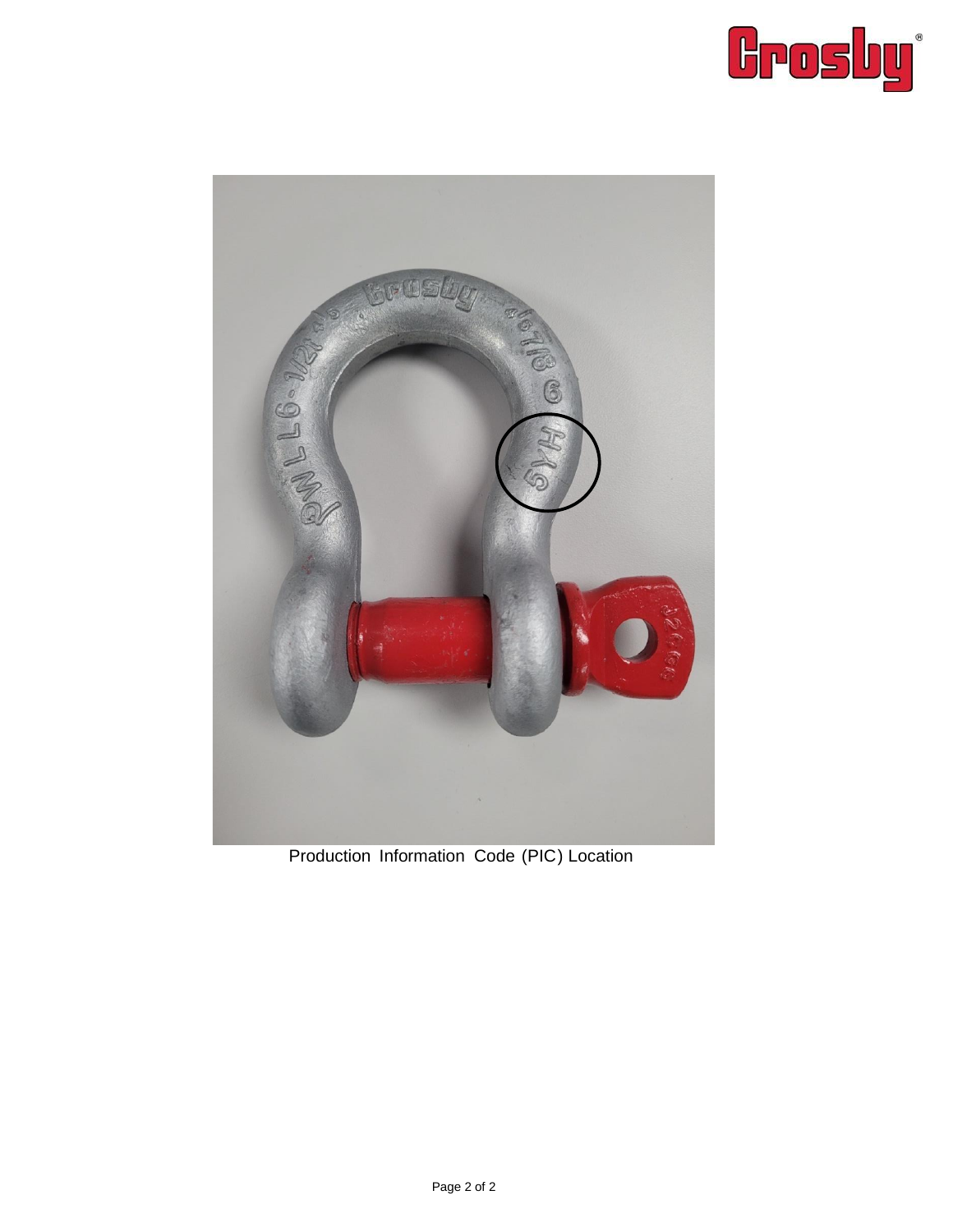Production Information Code (PIC) Location